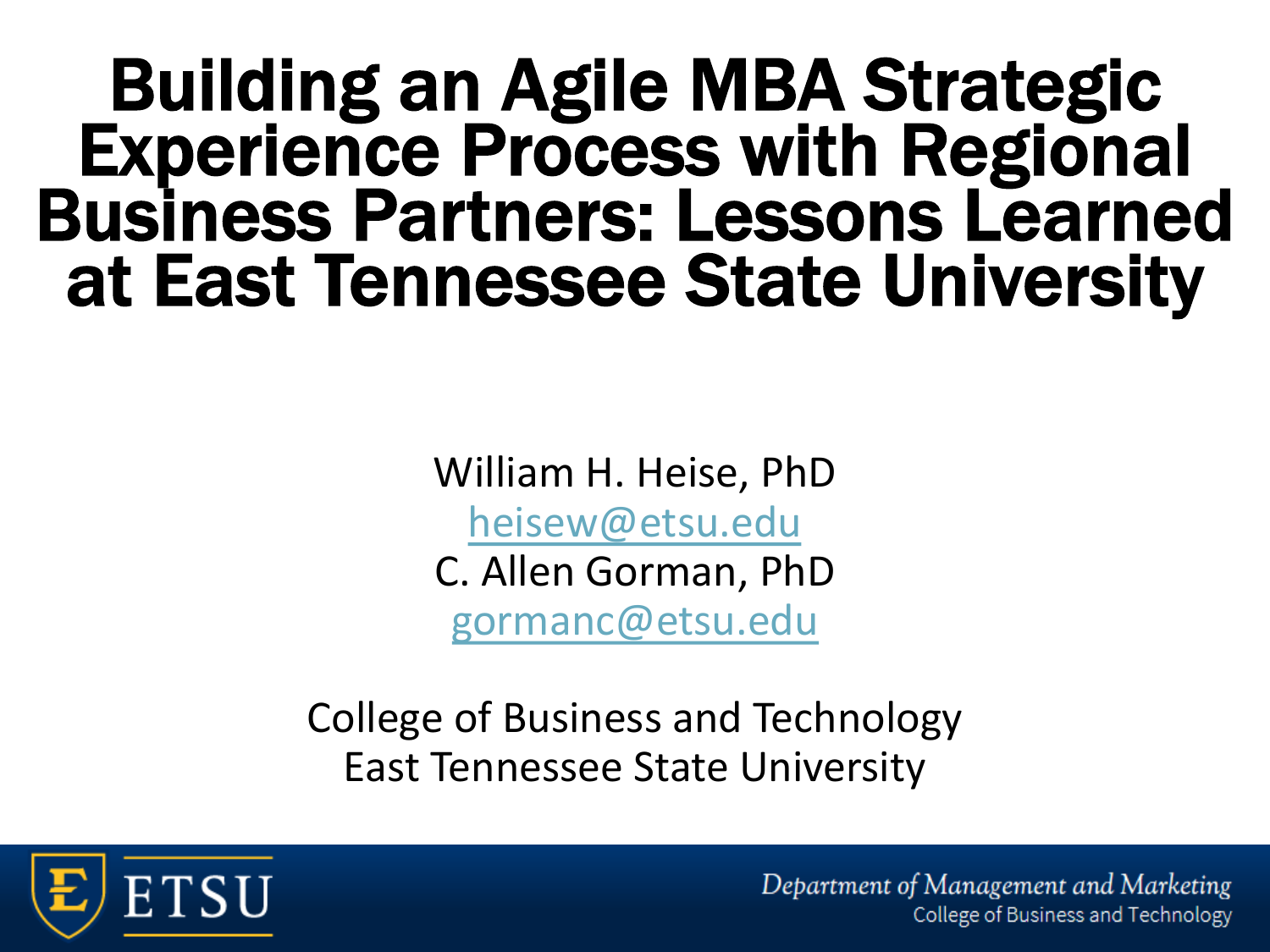# Building an Agile MBA Strategic Experience Process with Regional Business Partners: Lessons Learned at East Tennessee State University

William H. Heise, PhD
heisew@etsu.edu
C. Allen Gorman, PhD
gormanc@etsu.edu

College of Business and Technology
East Tennessee State University

ETSU

*Department of Management and Marketing*
College of Business and Technology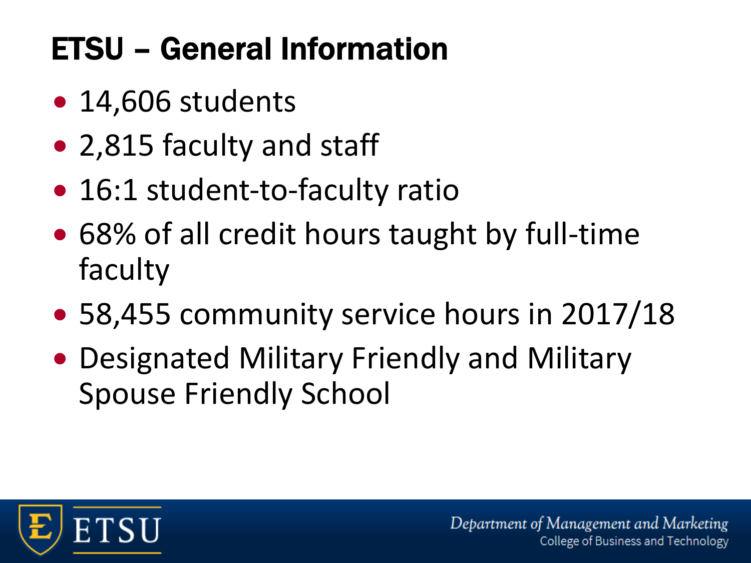# ETSU – General Information

- 14,606 students
- 2,815 faculty and staff
- 16:1 student-to-faculty ratio
- 68% of all credit hours taught by full-time faculty
- 58,455 community service hours in 2017/18
- Designated Military Friendly and Military Spouse Friendly School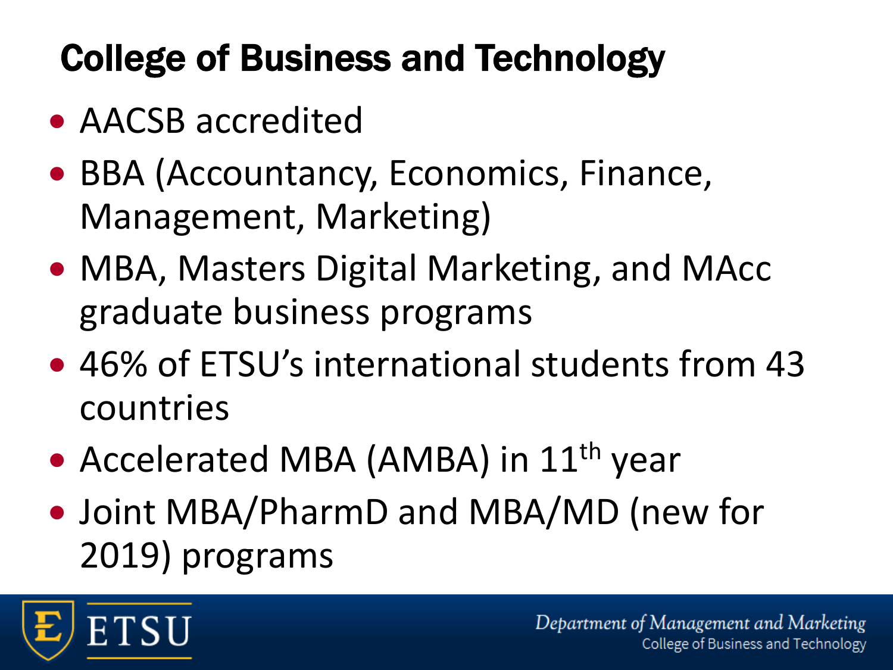# College of Business and Technology

- AACSB accredited
- BBA (Accountancy, Economics, Finance, Management, Marketing)
- MBA, Masters Digital Marketing, and MAcc graduate business programs
- 46% of ETSU's international students from 43 countries
- Accelerated MBA (AMBA) in 11th year
- Joint MBA/PharmD and MBA/MD (new for 2019) programs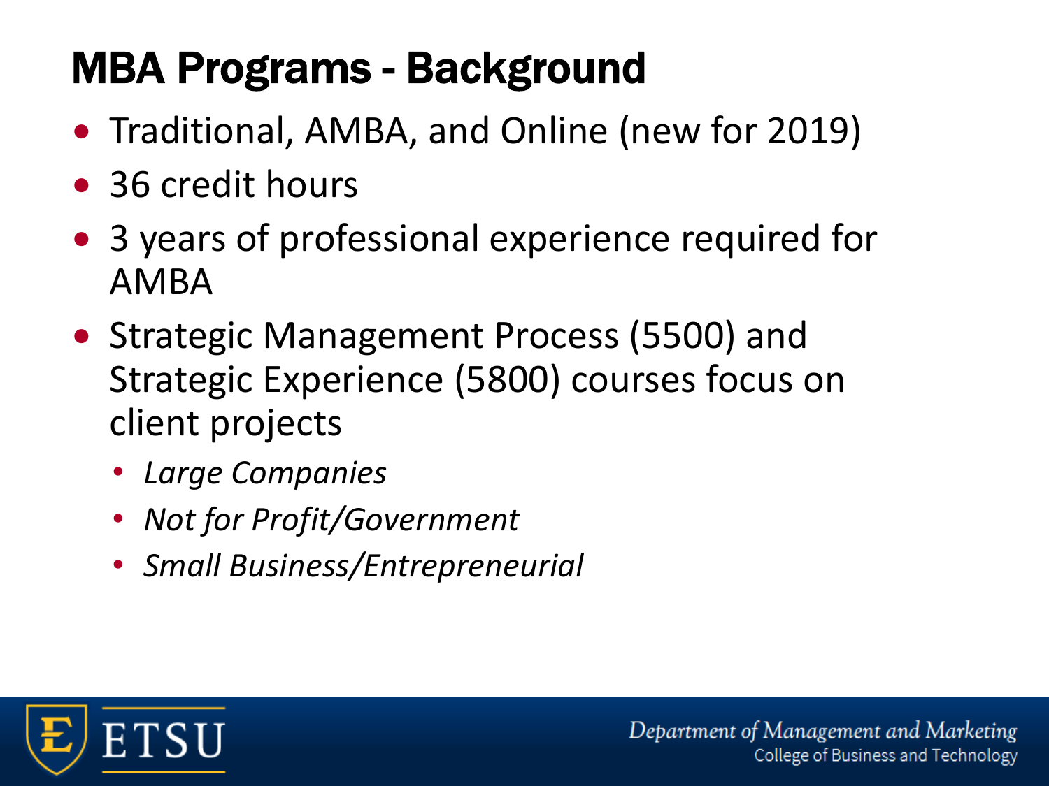# MBA Programs - Background

- Traditional, AMBA, and Online (new for 2019)
- 36 credit hours
- 3 years of professional experience required for AMBA
- Strategic Management Process (5500) and Strategic Experience (5800) courses focus on client projects
  - *Large Companies*
  - *Not for Profit/Government*
  - *Small Business/Entrepreneurial*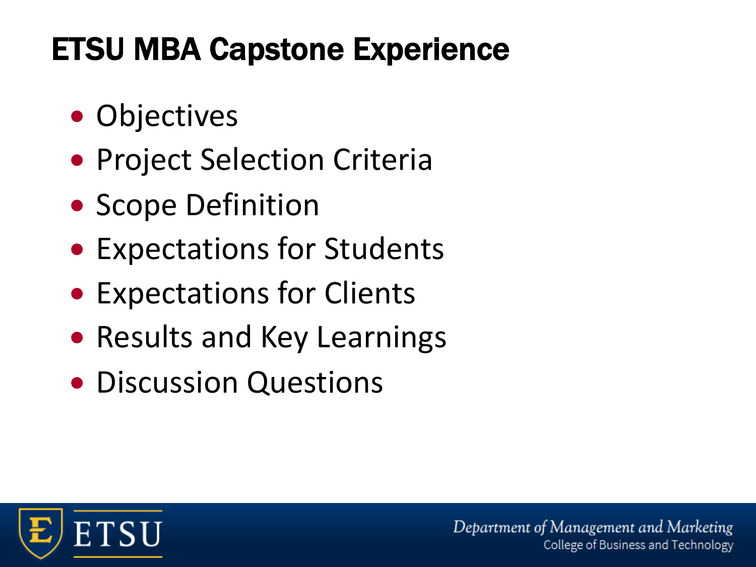# ETSU MBA Capstone Experience

- Objectives
- Project Selection Criteria
- Scope Definition
- Expectations for Students
- Expectations for Clients
- Results and Key Learnings
- Discussion Questions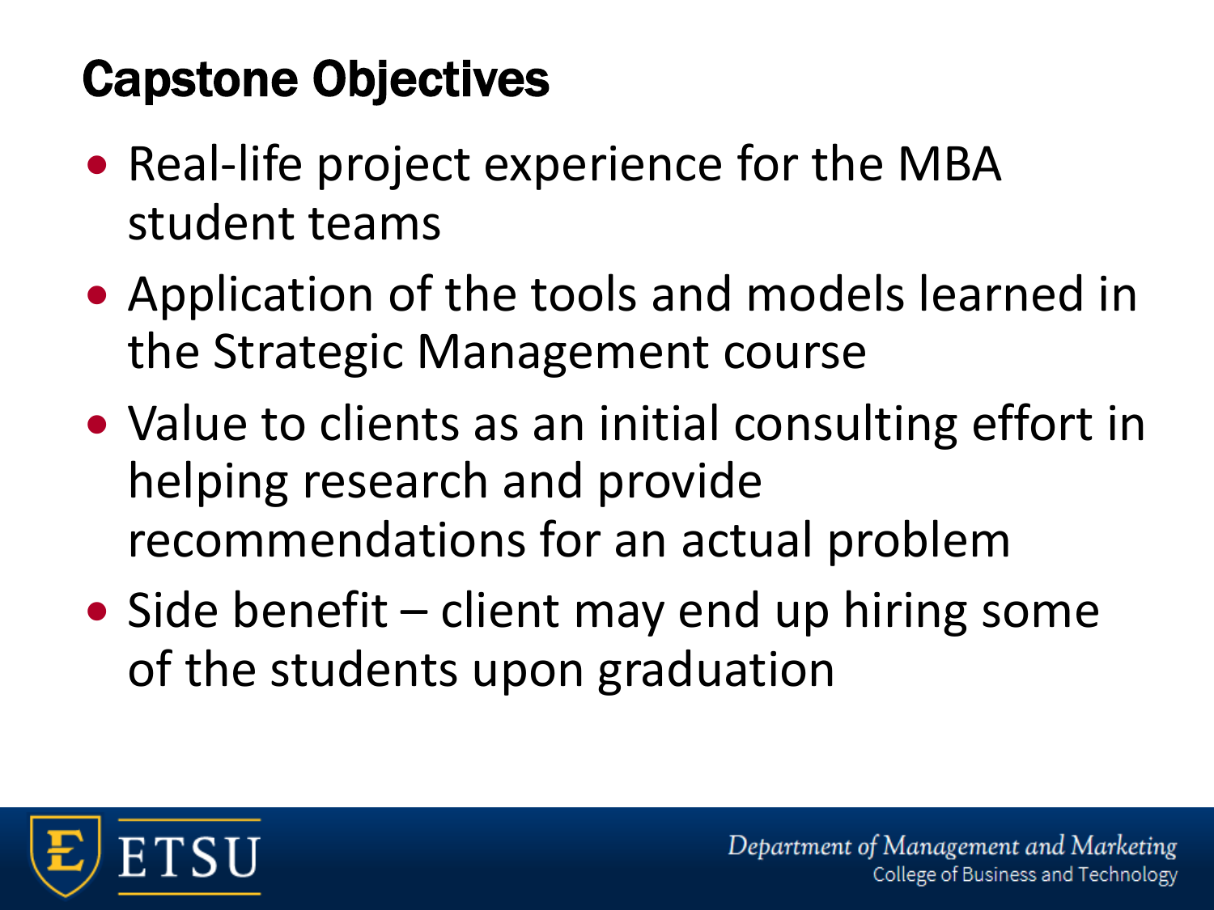# Capstone Objectives

- Real-life project experience for the MBA student teams
- Application of the tools and models learned in the Strategic Management course
- Value to clients as an initial consulting effort in helping research and provide recommendations for an actual problem
- Side benefit – client may end up hiring some of the students upon graduation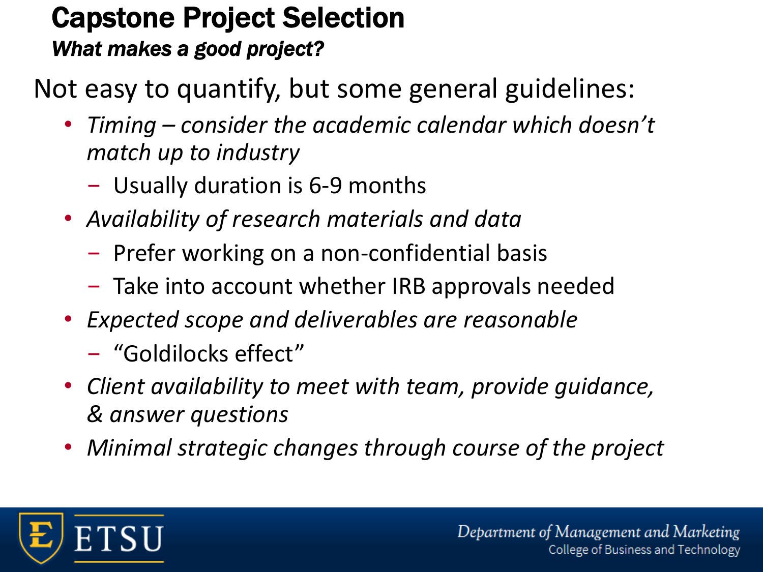# Capstone Project Selection

***What makes a good project?***

Not easy to quantify, but some general guidelines:

- *Timing – consider the academic calendar which doesn't match up to industry*
  - Usually duration is 6-9 months
- *Availability of research materials and data*
  - Prefer working on a non-confidential basis
  - Take into account whether IRB approvals needed
- *Expected scope and deliverables are reasonable*
  - "Goldilocks effect"
- *Client availability to meet with team, provide guidance, & answer questions*
- *Minimal strategic changes through course of the project*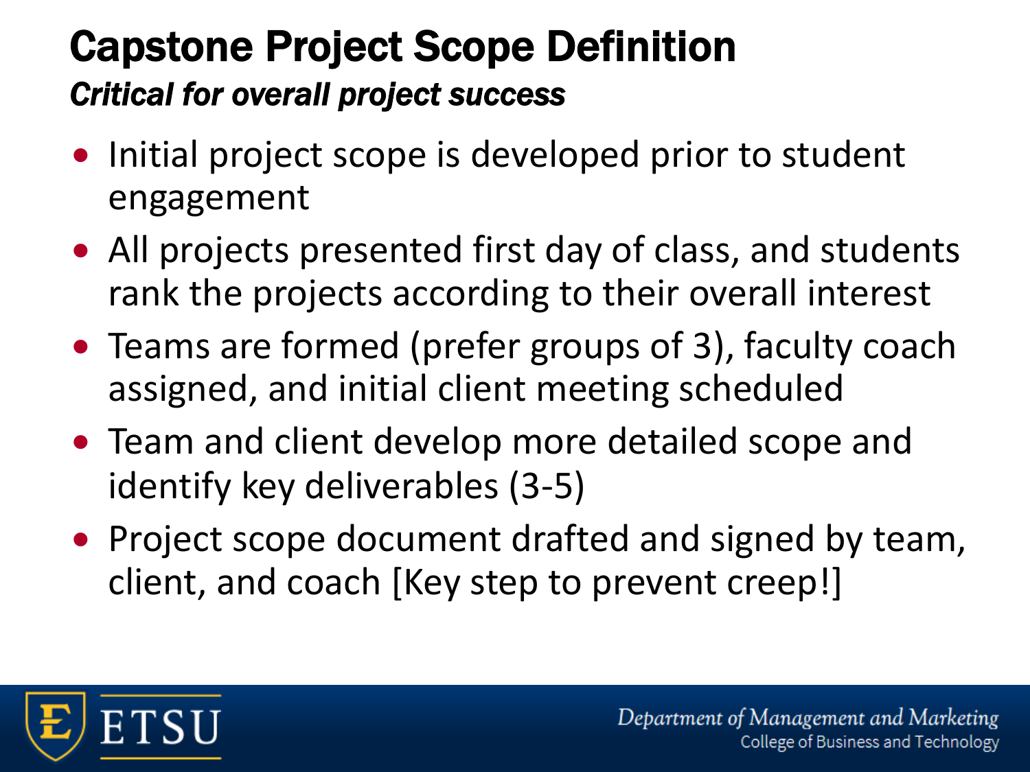# Capstone Project Scope Definition

***Critical for overall project success***

- Initial project scope is developed prior to student engagement
- All projects presented first day of class, and students rank the projects according to their overall interest
- Teams are formed (prefer groups of 3), faculty coach assigned, and initial client meeting scheduled
- Team and client develop more detailed scope and identify key deliverables (3-5)
- Project scope document drafted and signed by team, client, and coach [Key step to prevent creep!]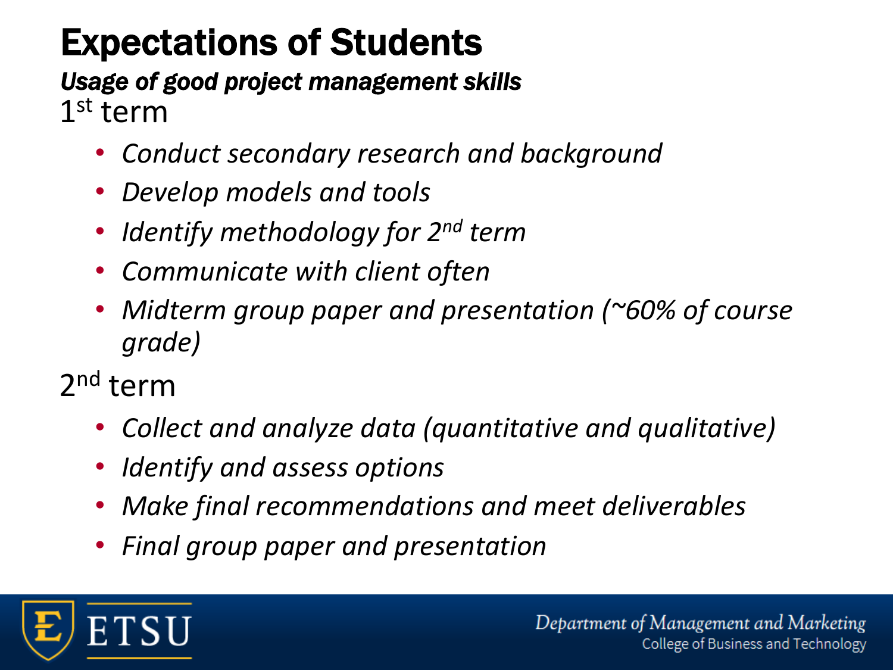# Expectations of Students

***Usage of good project management skills***

1st term

- *Conduct secondary research and background*
- *Develop models and tools*
- *Identify methodology for 2nd term*
- *Communicate with client often*
- *Midterm group paper and presentation (~60% of course grade)*

2nd term

- *Collect and analyze data (quantitative and qualitative)*
- *Identify and assess options*
- *Make final recommendations and meet deliverables*
- *Final group paper and presentation*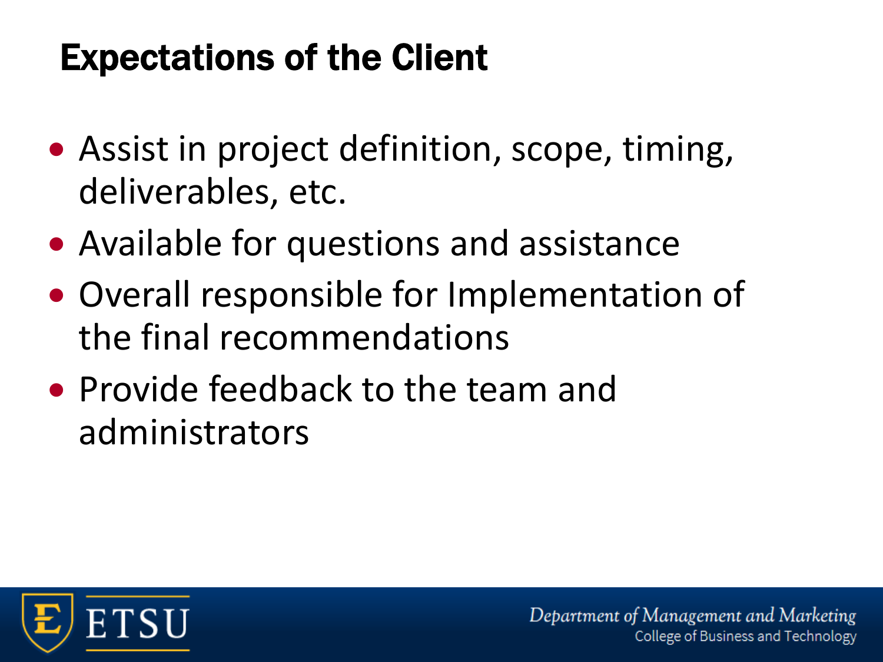# Expectations of the Client

- Assist in project definition, scope, timing, deliverables, etc.
- Available for questions and assistance
- Overall responsible for Implementation of the final recommendations
- Provide feedback to the team and administrators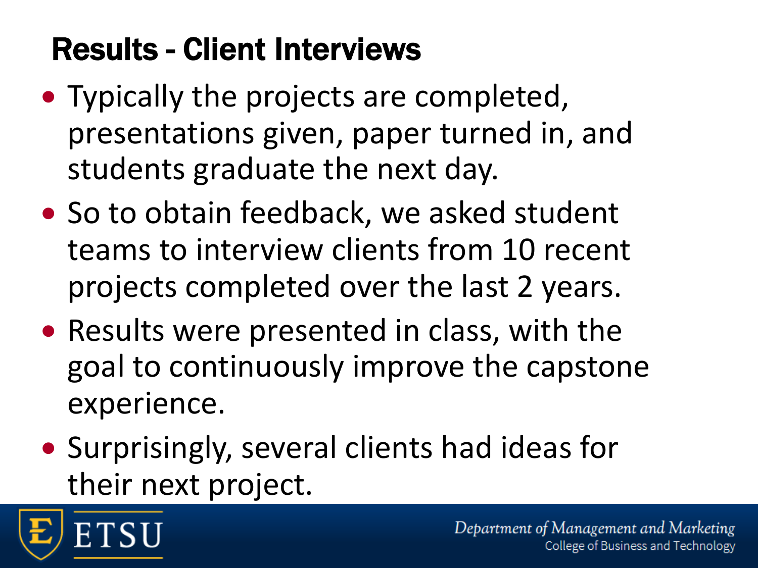## Results - Client Interviews

- Typically the projects are completed, presentations given, paper turned in, and students graduate the next day.
- So to obtain feedback, we asked student teams to interview clients from 10 recent projects completed over the last 2 years.
- Results were presented in class, with the goal to continuously improve the capstone experience.
- Surprisingly, several clients had ideas for their next project.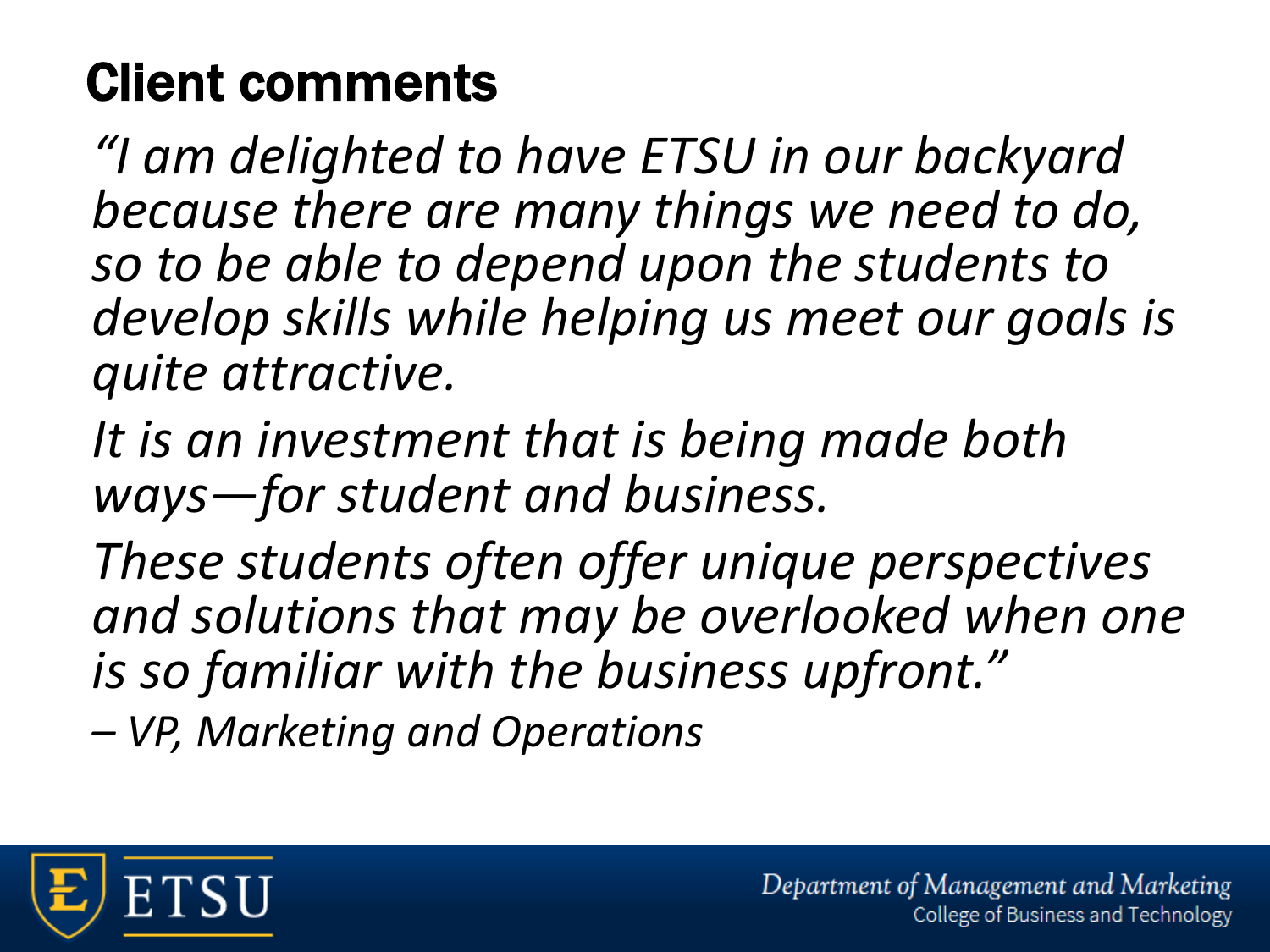# Client comments

*"I am delighted to have ETSU in our backyard because there are many things we need to do, so to be able to depend upon the students to develop skills while helping us meet our goals is quite attractive.*

*It is an investment that is being made both ways—for student and business.*

*These students often offer unique perspectives and solutions that may be overlooked when one is so familiar with the business upfront."*

*– VP, Marketing and Operations*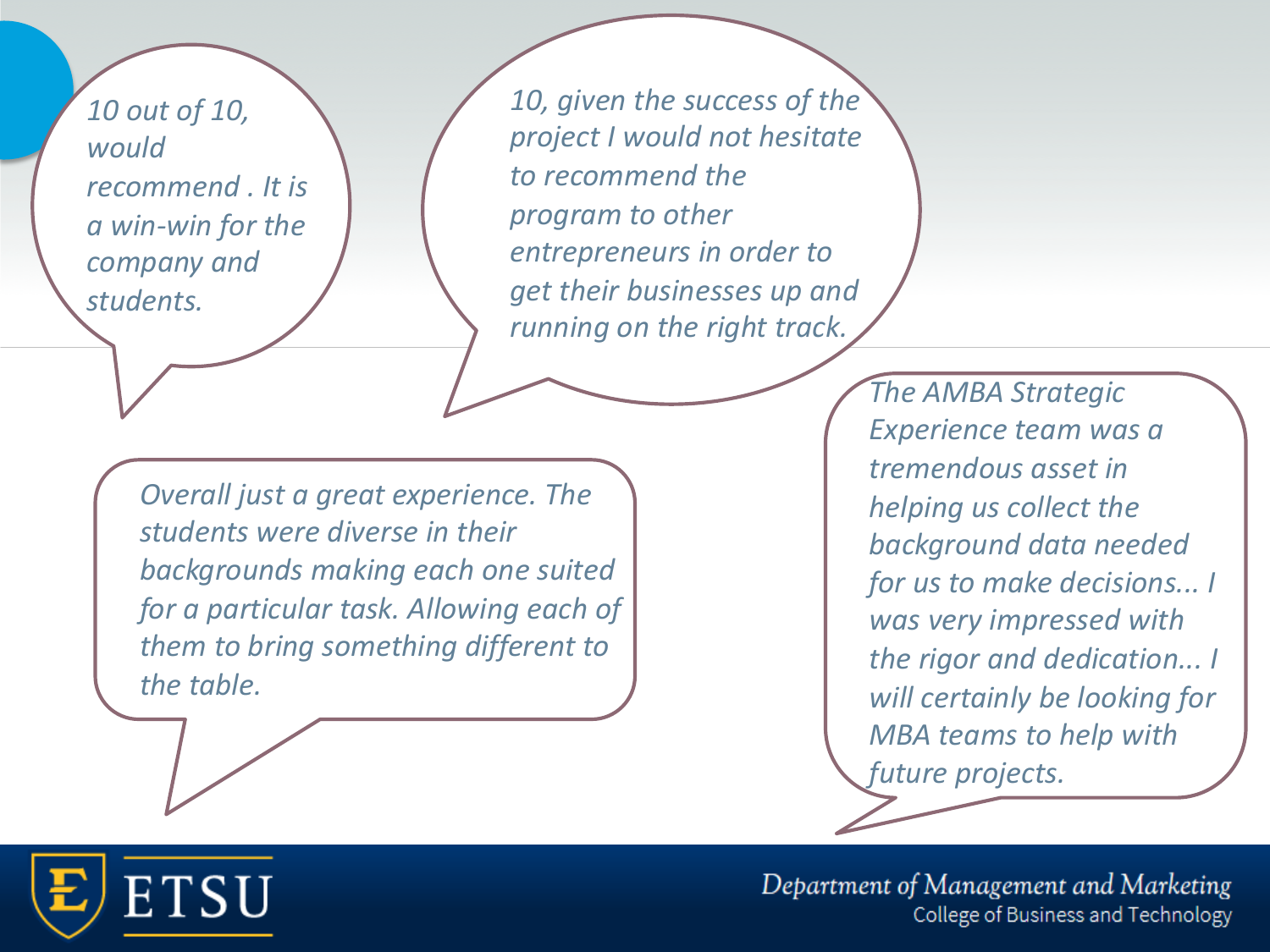*10 out of 10, would recommend . It is a win-win for the company and students.*

*10, given the success of the project I would not hesitate to recommend the program to other entrepreneurs in order to get their businesses up and running on the right track.*

*Overall just a great experience. The students were diverse in their backgrounds making each one suited for a particular task. Allowing each of them to bring something different to the table.*

*The AMBA Strategic Experience team was a tremendous asset in helping us collect the background data needed for us to make decisions... I was very impressed with the rigor and dedication... I will certainly be looking for MBA teams to help with future projects.*

ETSU

Department of Management and Marketing
College of Business and Technology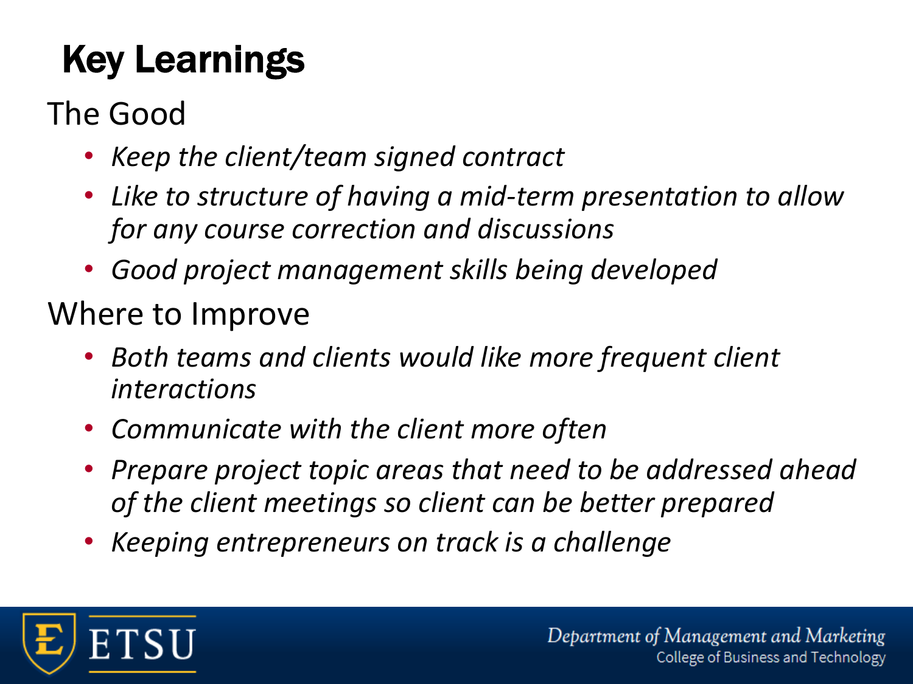# Key Learnings

## The Good

- *Keep the client/team signed contract*
- *Like to structure of having a mid-term presentation to allow for any course correction and discussions*
- *Good project management skills being developed*

## Where to Improve

- *Both teams and clients would like more frequent client interactions*
- *Communicate with the client more often*
- *Prepare project topic areas that need to be addressed ahead of the client meetings so client can be better prepared*
- *Keeping entrepreneurs on track is a challenge*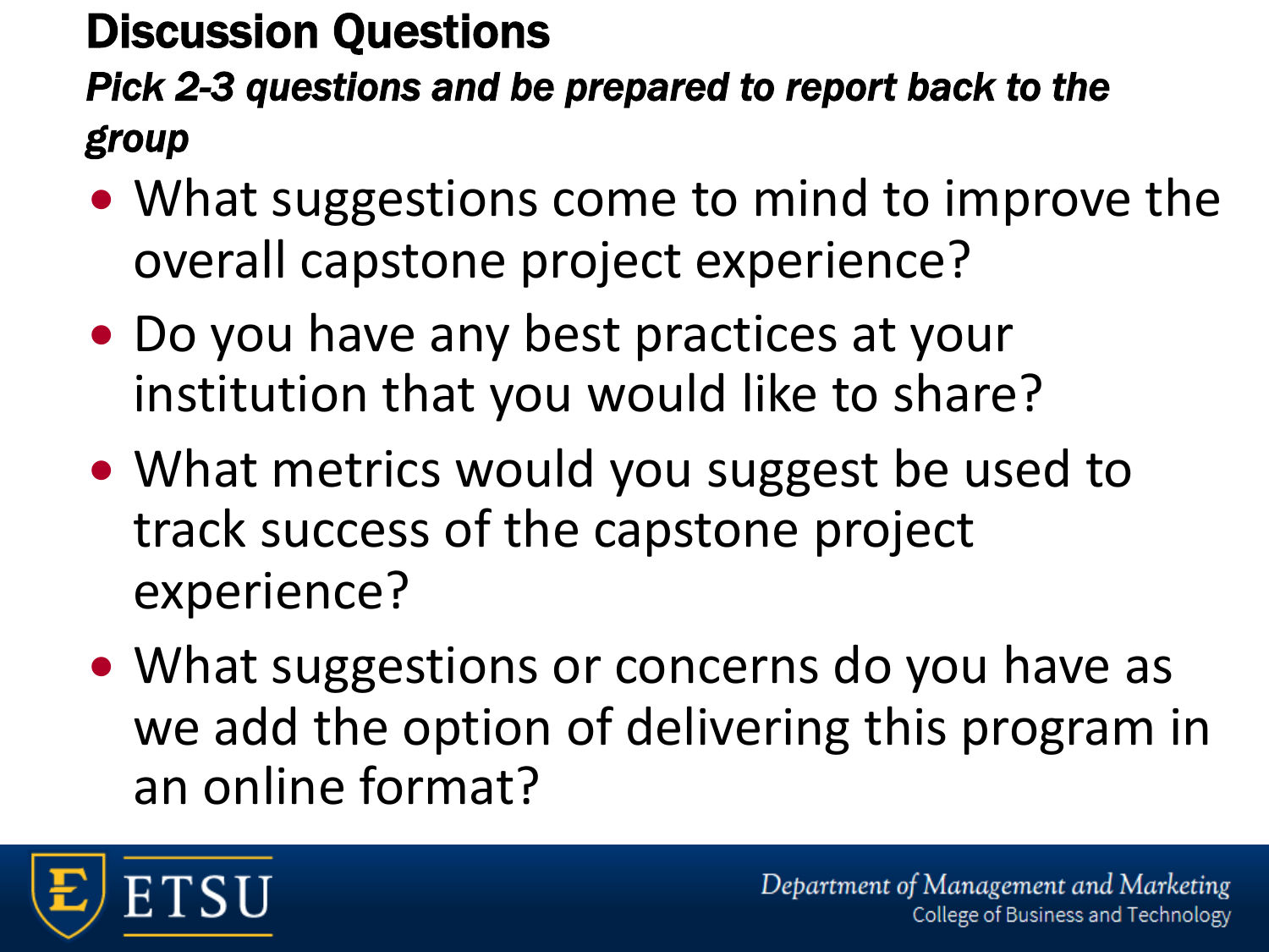## Discussion Questions

***Pick 2-3 questions and be prepared to report back to the group***

- What suggestions come to mind to improve the overall capstone project experience?
- Do you have any best practices at your institution that you would like to share?
- What metrics would you suggest be used to track success of the capstone project experience?
- What suggestions or concerns do you have as we add the option of delivering this program in an online format?